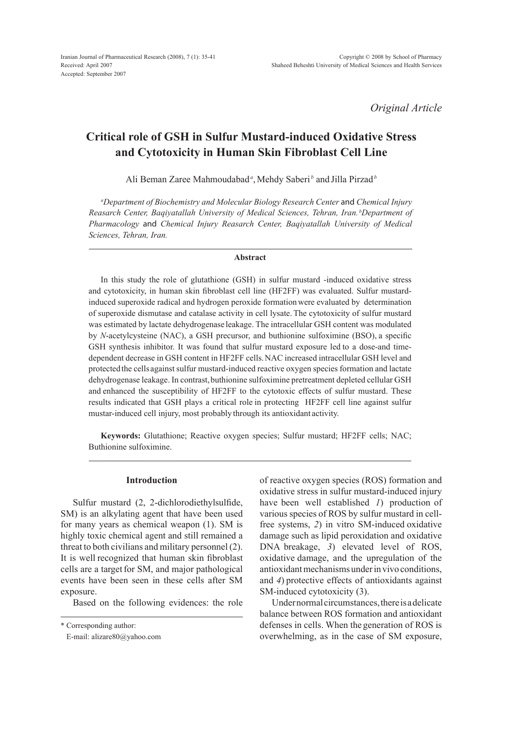Original Article

# Critical role of GSH in Sulfur Mustard-induced Oxidative Stress and Cytotoxicity in Human Skin Fibroblast Cell Line

Ali Beman Zaree Mahmoudabad[a], Mehdy Saberi[b] and Jilla Pirzad[b]

[a]*Department of Biochemistry and Molecular Biology Research Center* and *Chemical Injury Reasarch Center, Baqiyatallah University of Medical Sciences, Tehran, Iran.* [b]*Department of Pharmacology* and *Chemical Injury Reasarch Center, Baqiyatallah University of Medical Sciences, Tehran, Iran.*

## Abstract

In this study the role of glutathione (GSH) in sulfur mustard -induced oxidative stress and cytotoxicity, in human skin fibroblast cell line (HF2FF) was evaluated. Sulfur mustard-induced superoxide radical and hydrogen peroxide formation were evaluated by determination of superoxide dismutase and catalase activity in cell lysate. The cytotoxicity of sulfur mustard was estimated by lactate dehydrogenase leakage. The intracellular GSH content was modulated by *N*-acetylcysteine (NAC), a GSH precursor, and buthionine sulfoximine (BSO), a specific GSH synthesis inhibitor. It was found that sulfur mustard exposure led to a dose-and time-dependent decrease in GSH content in HF2FF cells. NAC increased intracellular GSH level and protected the cells against sulfur mustard-induced reactive oxygen species formation and lactate dehydrogenase leakage. In contrast, buthionine sulfoximine pretreatment depleted cellular GSH and enhanced the susceptibility of HF2FF to the cytotoxic effects of sulfur mustard. These results indicated that GSH plays a critical role in protecting HF2FF cell line against sulfur mustar-induced cell injury, most probably through its antioxidant activity.

**Keywords:** Glutathione; Reactive oxygen species; Sulfur mustard; HF2FF cells; NAC; Buthionine sulfoximine.

## Introduction

Sulfur mustard (2, 2-dichlorodiethylsulfide, SM) is an alkylating agent that have been used for many years as chemical weapon (1). SM is highly toxic chemical agent and still remained a threat to both civilians and military personnel (2). It is well recognized that human skin fibroblast cells are a target for SM, and major pathological events have been seen in these cells after SM exposure.

Based on the following evidences: the role of reactive oxygen species (ROS) formation and oxidative stress in sulfur mustard-induced injury have been well established *1*) production of various species of ROS by sulfur mustard in cell-free systems, *2*) in vitro SM-induced oxidative damage such as lipid peroxidation and oxidative DNA breakage, *3*) elevated level of ROS, oxidative damage, and the upregulation of the antioxidant mechanisms under in vivo conditions, and *4*) protective effects of antioxidants against SM-induced cytotoxicity (3).

Under normal circumstances, there is a delicate balance between ROS formation and antioxidant defenses in cells. When the generation of ROS is overwhelming, as in the case of SM exposure,

\* Corresponding author:
E-mail: alizare80@yahoo.com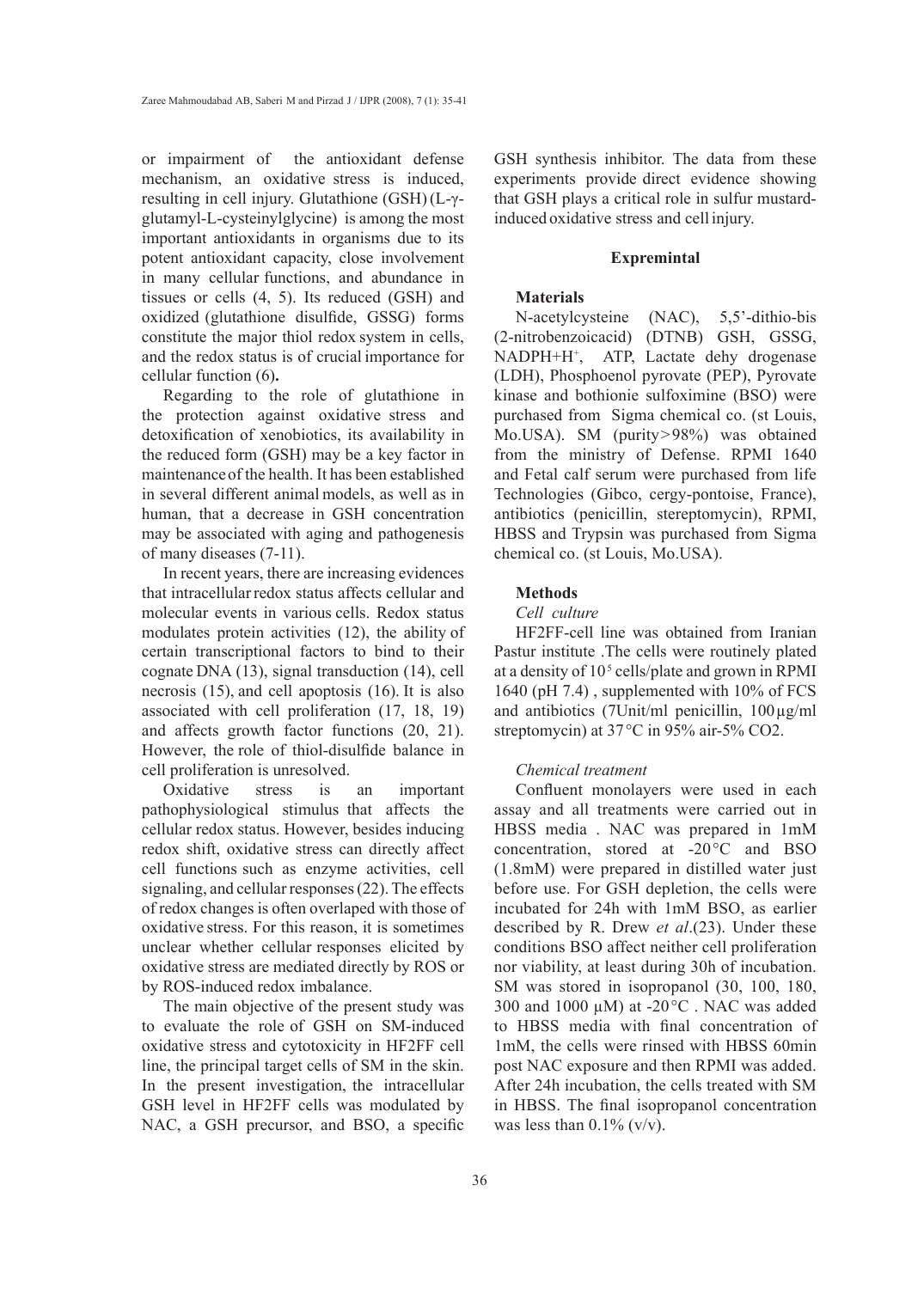or impairment of the antioxidant defense mechanism, an oxidative stress is induced, resulting in cell injury. Glutathione (GSH) (L-γ-glutamyl-L-cysteinylglycine) is among the most important antioxidants in organisms due to its potent antioxidant capacity, close involvement in many cellular functions, and abundance in tissues or cells (4, 5). Its reduced (GSH) and oxidized (glutathione disulfide, GSSG) forms constitute the major thiol redox system in cells, and the redox status is of crucial importance for cellular function (6)**.**

Regarding to the role of glutathione in the protection against oxidative stress and detoxification of xenobiotics, its availability in the reduced form (GSH) may be a key factor in maintenance of the health. It has been established in several different animal models, as well as in human, that a decrease in GSH concentration may be associated with aging and pathogenesis of many diseases (7-11).

In recent years, there are increasing evidences that intracellular redox status affects cellular and molecular events in various cells. Redox status modulates protein activities (12), the ability of certain transcriptional factors to bind to their cognate DNA (13), signal transduction (14), cell necrosis (15), and cell apoptosis (16). It is also associated with cell proliferation (17, 18, 19) and affects growth factor functions (20, 21). However, the role of thiol-disulfide balance in cell proliferation is unresolved.

Oxidative stress is an important pathophysiological stimulus that affects the cellular redox status. However, besides inducing redox shift, oxidative stress can directly affect cell functions such as enzyme activities, cell signaling, and cellular responses (22). The effects of redox changes is often overlaped with those of oxidative stress. For this reason, it is sometimes unclear whether cellular responses elicited by oxidative stress are mediated directly by ROS or by ROS-induced redox imbalance.

The main objective of the present study was to evaluate the role of GSH on SM-induced oxidative stress and cytotoxicity in HF2FF cell line, the principal target cells of SM in the skin. In the present investigation, the intracellular GSH level in HF2FF cells was modulated by NAC, a GSH precursor, and BSO, a specific GSH synthesis inhibitor. The data from these experiments provide direct evidence showing that GSH plays a critical role in sulfur mustard-induced oxidative stress and cell injury.

## Expremintal

### Materials

N-acetylcysteine (NAC), 5,5'-dithio-bis (2-nitrobenzoicacid) (DTNB) GSH, GSSG, $NADPH+H^{+}$, ATP, Lactate dehy drogenase (LDH), Phosphoenol pyrovate (PEP), Pyrovate kinase and bothionie sulfoximine (BSO) were purchased from Sigma chemical co. (st Louis, Mo.USA). SM (purity>98%) was obtained from the ministry of Defense. RPMI 1640 and Fetal calf serum were purchased from life Technologies (Gibco, cergy-pontoise, France), antibiotics (penicillin, stereptomycin), RPMI, HBSS and Trypsin was purchased from Sigma chemical co. (st Louis, Mo.USA).

### Methods

*Cell culture*

HF2FF-cell line was obtained from Iranian Pastur institute .The cells were routinely plated at a density of $10^{5}$ cells/plate and grown in RPMI 1640 (pH 7.4) , supplemented with 10% of FCS and antibiotics (7Unit/ml penicillin, 100 µg/ml streptomycin) at 37 °C in 95% air-5% CO2.

*Chemical treatment*

Confluent monolayers were used in each assay and all treatments were carried out in HBSS media . NAC was prepared in 1mM concentration, stored at -20 °C and BSO (1.8mM) were prepared in distilled water just before use. For GSH depletion, the cells were incubated for 24h with 1mM BSO, as earlier described by R. Drew *et al*.(23). Under these conditions BSO affect neither cell proliferation nor viability, at least during 30h of incubation. SM was stored in isopropanol (30, 100, 180, 300 and 1000 µM) at -20 °C . NAC was added to HBSS media with final concentration of 1mM, the cells were rinsed with HBSS 60min post NAC exposure and then RPMI was added. After 24h incubation, the cells treated with SM in HBSS. The final isopropanol concentration was less than 0.1% (v/v).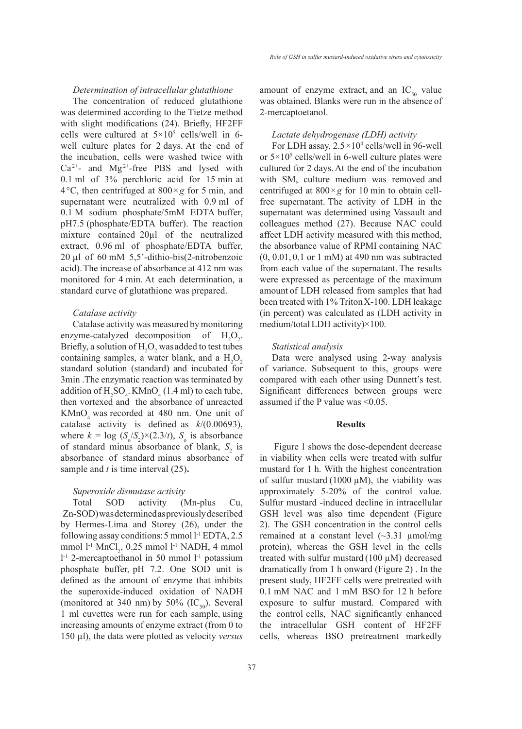### *Determination of intracellular glutathione*

The concentration of reduced glutathione was determined according to the Tietze method with slight modifications (24). Briefly, HF2FF cells were cultured at $5\times10^5$ cells/well in 6-well culture plates for 2 days. At the end of the incubation, cells were washed twice with $Ca^{2+}$- and $Mg^{2+}$-free PBS and lysed with 0.1 ml of 3% perchloric acid for 15 min at 4 °C, then centrifuged at $800\times g$ for 5 min, and supernatant were neutralized with 0.9 ml of 0.1 M sodium phosphate/5mM EDTA buffer, pH7.5 (phosphate/EDTA buffer). The reaction mixture contained 20µl of the neutralized extract, 0.96 ml of phosphate/EDTA buffer, 20 µl of 60 mM 5,5'-dithio-bis(2-nitrobenzoic acid). The increase of absorbance at 412 nm was monitored for 4 min. At each determination, a standard curve of glutathione was prepared.

### *Catalase activity*

Catalase activity was measured by monitoring enzyme-catalyzed decomposition of $H_2O_2$. Briefly, a solution of $H_2O_2$ was added to test tubes containing samples, a water blank, and a $H_2O_2$ standard solution (standard) and incubated for 3min .The enzymatic reaction was terminated by addition of $H_2SO_4$. $KMnO_4$ (1.4 ml) to each tube, then vortexed and the absorbance of unreacted $KMnO_4$ was recorded at 480 nm. One unit of catalase activity is defined as $k/(0.00693)$, where $k = \log (S_o/S_2)\times(2.3/t)$, $S_o$ is absorbance of standard minus absorbance of blank, $S_2$ is absorbance of standard minus absorbance of sample and $t$ is time interval (25)**.**

### *Superoxide dismutase activity*

Total SOD activity (Mn-plus Cu, Zn-SOD) was determined as previously described by Hermes-Lima and Storey (26), under the following assay conditions: 5 mmol $l^{-1}$ EDTA, 2.5 mmol $l^{-1}$ $MnCl_2$, 0.25 mmol $l^{-1}$ NADH, 4 mmol $l^{-1}$ 2-mercaptoethanol in 50 mmol $l^{-1}$ potassium phosphate buffer, pH 7.2. One SOD unit is defined as the amount of enzyme that inhibits the superoxide-induced oxidation of NADH (monitored at 340 nm) by 50% ($IC_{50}$). Several 1 ml cuvettes were run for each sample, using increasing amounts of enzyme extract (from 0 to 150 µl), the data were plotted as velocity *versus* amount of enzyme extract, and an $IC_{50}$ value was obtained. Blanks were run in the absence of 2-mercaptoetanol.

### *Lactate dehydrogenase (LDH) activity*

For LDH assay, $2.5\times10^4$ cells/well in 96-well or $5\times10^5$ cells/well in 6-well culture plates were cultured for 2 days. At the end of the incubation with SM, culture medium was removed and centrifuged at $800\times g$ for 10 min to obtain cell-free supernatant. The activity of LDH in the supernatant was determined using Vassault and colleagues method (27). Because NAC could affect LDH activity measured with this method, the absorbance value of RPMI containing NAC (0, 0.01, 0.1 or 1 mM) at 490 nm was subtracted from each value of the supernatant. The results were expressed as percentage of the maximum amount of LDH released from samples that had been treated with 1% Triton X-100. LDH leakage (in percent) was calculated as (LDH activity in medium/total LDH activity)×100.

### *Statistical analysis*

Data were analysed using 2-way analysis of variance. Subsequent to this, groups were compared with each other using Dunnett's test. Significant differences between groups were assumed if the P value was <0.05.

## Results

Figure 1 shows the dose-dependent decrease in viability when cells were treated with sulfur mustard for 1 h. With the highest concentration of sulfur mustard (1000 µM), the viability was approximately 5-20% of the control value. Sulfur mustard -induced decline in intracellular GSH level was also time dependent (Figure 2). The GSH concentration in the control cells remained at a constant level (~3.31 µmol/mg protein), whereas the GSH level in the cells treated with sulfur mustard (100 µM) decreased dramatically from 1 h onward (Figure 2) . In the present study, HF2FF cells were pretreated with 0.1 mM NAC and 1 mM BSO for 12 h before exposure to sulfur mustard. Compared with the control cells, NAC significantly enhanced the intracellular GSH content of HF2FF cells, whereas BSO pretreatment markedly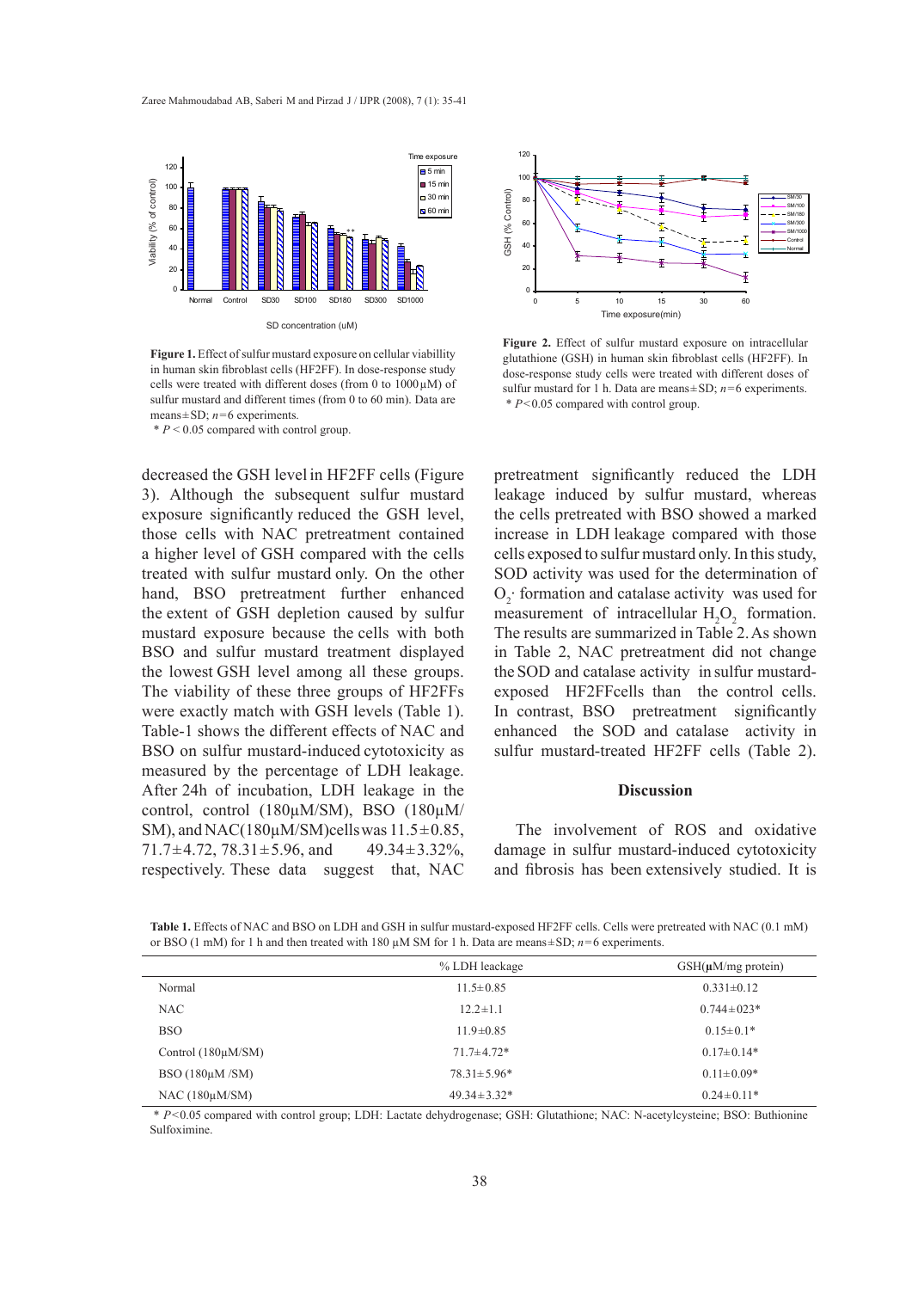**Figure 1.** Effect of sulfur mustard exposure on cellular viabillity in human skin fibroblast cells (HF2FF). In dose-response study cells were treated with different doses (from 0 to 1000 µM) of sulfur mustard and different times (from 0 to 60 min). Data are means±SD; $n$=6 experiments.

* $P < 0.05$ compared with control group.

**Figure 2.** Effect of sulfur mustard exposure on intracellular glutathione (GSH) in human skin fibroblast cells (HF2FF). In dose-response study cells were treated with different doses of sulfur mustard for 1 h. Data are means±SD; $n$=6 experiments.

* $P<0.05$ compared with control group.

decreased the GSH level in HF2FF cells (Figure 3). Although the subsequent sulfur mustard exposure significantly reduced the GSH level, those cells with NAC pretreatment contained a higher level of GSH compared with the cells treated with sulfur mustard only. On the other hand, BSO pretreatment further enhanced the extent of GSH depletion caused by sulfur mustard exposure because the cells with both BSO and sulfur mustard treatment displayed the lowest GSH level among all these groups. The viability of these three groups of HF2FFs were exactly match with GSH levels (Table 1). Table-1 shows the different effects of NAC and BSO on sulfur mustard-induced cytotoxicity as measured by the percentage of LDH leakage. After 24h of incubation, LDH leakage in the control, control (180µM/SM), BSO (180µM/SM), and NAC(180µM/SM)cells was 11.5±0.85, 71.7±4.72, 78.31±5.96, and 49.34±3.32%, respectively. These data suggest that, NAC pretreatment significantly reduced the LDH leakage induced by sulfur mustard, whereas the cells pretreated with BSO showed a marked increase in LDH leakage compared with those cells exposed to sulfur mustard only. In this study, SOD activity was used for the determination of $O_2^{\cdot}$ formation and catalase activity was used for measurement of intracellular $H_2O_2$ formation. The results are summarized in Table 2. As shown in Table 2, NAC pretreatment did not change the SOD and catalase activity in sulfur mustard-exposed HF2FFcells than the control cells. In contrast, BSO pretreatment significantly enhanced the SOD and catalase activity in sulfur mustard-treated HF2FF cells (Table 2).

## Discussion

The involvement of ROS and oxidative damage in sulfur mustard-induced cytotoxicity and fibrosis has been extensively studied. It is

**Table 1.** Effects of NAC and BSO on LDH and GSH in sulfur mustard-exposed HF2FF cells. Cells were pretreated with NAC (0.1 mM) or BSO (1 mM) for 1 h and then treated with 180 µM SM for 1 h. Data are means±SD; $n$=6 experiments.

| | % LDH leackage | GSH(µM/mg protein) |
|---|---|---|
| Normal | 11.5±0.85 | 0.331±0.12 |
| NAC | 12.2±1.1 | 0.744±023* |
| BSO | 11.9±0.85 | 0.15±0.1* |
| Control (180µM/SM) | 71.7±4.72* | 0.17±0.14* |
| BSO (180µM /SM) | 78.31±5.96* | 0.11±0.09* |
| NAC (180µM/SM) | 49.34±3.32* | 0.24±0.11* |

* $P<0.05$ compared with control group; LDH: Lactate dehydrogenase; GSH: Glutathione; NAC: N-acetylcysteine; BSO: Buthionine Sulfoximine.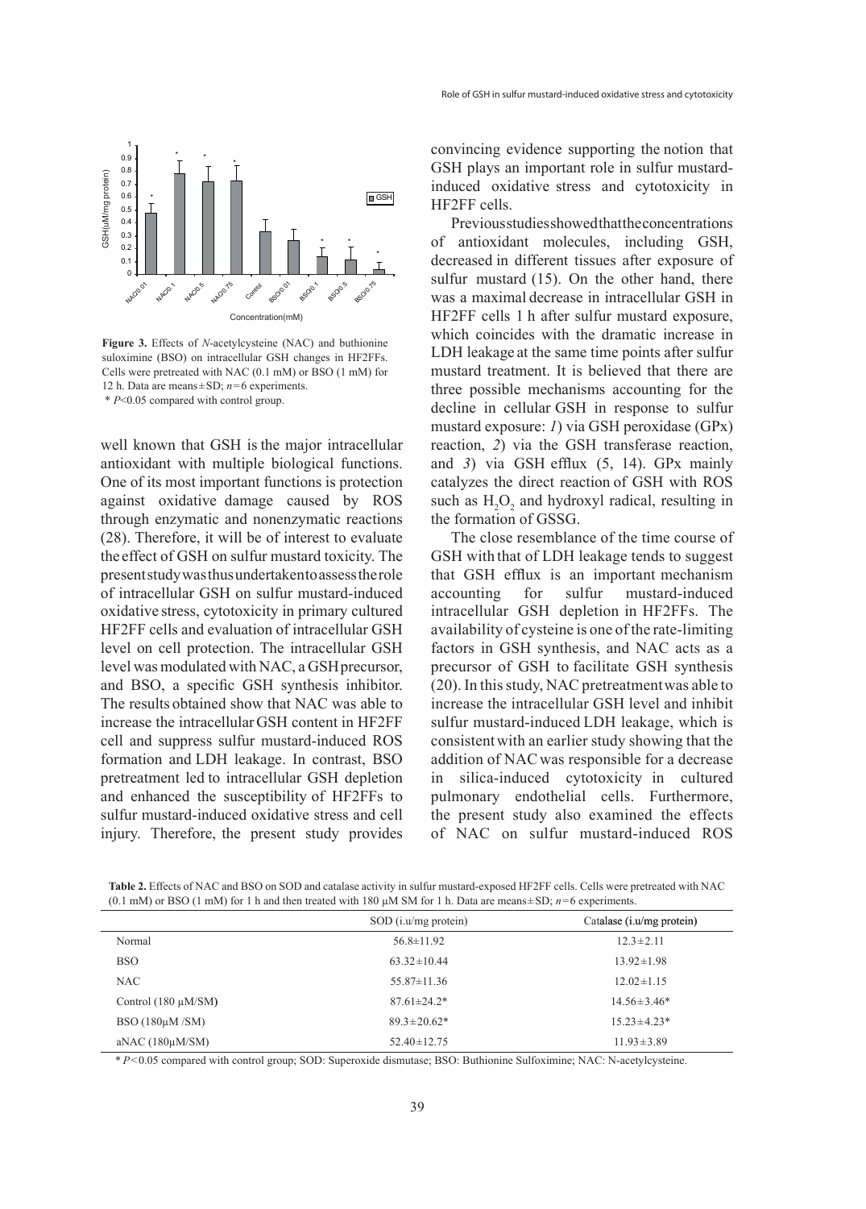**Figure 3.** Effects of *N*-acetylcysteine (NAC) and buthionine suloximine (BSO) on intracellular GSH changes in HF2FFs. Cells were pretreated with NAC (0.1 mM) or BSO (1 mM) for 12 h. Data are means±SD; *n*=6 experiments.
* *P*<0.05 compared with control group.

well known that GSH is the major intracellular antioxidant with multiple biological functions. One of its most important functions is protection against oxidative damage caused by ROS through enzymatic and nonenzymatic reactions (28). Therefore, it will be of interest to evaluate the effect of GSH on sulfur mustard toxicity. The present study was thus undertaken to assess the role of intracellular GSH on sulfur mustard-induced oxidative stress, cytotoxicity in primary cultured HF2FF cells and evaluation of intracellular GSH level on cell protection. The intracellular GSH level was modulated with NAC, a GSH precursor, and BSO, a specific GSH synthesis inhibitor. The results obtained show that NAC was able to increase the intracellular GSH content in HF2FF cell and suppress sulfur mustard-induced ROS formation and LDH leakage. In contrast, BSO pretreatment led to intracellular GSH depletion and enhanced the susceptibility of HF2FFs to sulfur mustard-induced oxidative stress and cell injury. Therefore, the present study provides convincing evidence supporting the notion that GSH plays an important role in sulfur mustard-induced oxidative stress and cytotoxicity in HF2FF cells.

Previous studies showed that the concentrations of antioxidant molecules, including GSH, decreased in different tissues after exposure of sulfur mustard (15). On the other hand, there was a maximal decrease in intracellular GSH in HF2FF cells 1 h after sulfur mustard exposure, which coincides with the dramatic increase in LDH leakage at the same time points after sulfur mustard treatment. It is believed that there are three possible mechanisms accounting for the decline in cellular GSH in response to sulfur mustard exposure: *1*) via GSH peroxidase (GPx) reaction, *2*) via the GSH transferase reaction, and *3*) via GSH efflux (5, 14). GPx mainly catalyzes the direct reaction of GSH with ROS such as $H_2O_2$ and hydroxyl radical, resulting in the formation of GSSG.

The close resemblance of the time course of GSH with that of LDH leakage tends to suggest that GSH efflux is an important mechanism accounting for sulfur mustard-induced intracellular GSH depletion in HF2FFs. The availability of cysteine is one of the rate-limiting factors in GSH synthesis, and NAC acts as a precursor of GSH to facilitate GSH synthesis (20). In this study, NAC pretreatment was able to increase the intracellular GSH level and inhibit sulfur mustard-induced LDH leakage, which is consistent with an earlier study showing that the addition of NAC was responsible for a decrease in silica-induced cytotoxicity in cultured pulmonary endothelial cells. Furthermore, the present study also examined the effects of NAC on sulfur mustard-induced ROS

**Table 2.** Effects of NAC and BSO on SOD and catalase activity in sulfur mustard-exposed HF2FF cells. Cells were pretreated with NAC (0.1 mM) or BSO (1 mM) for 1 h and then treated with 180 μM SM for 1 h. Data are means±SD; *n*=6 experiments.

| | SOD (i.u/mg protein) | Catalase (i.u/mg protein) |
|---|---|---|
| Normal | 56.8±11.92 | 12.3±2.11 |
| BSO | 63.32±10.44 | 13.92±1.98 |
| NAC | 55.87±11.36 | 12.02±1.15 |
| Control (180 μM/SM) | 87.61±24.2* | 14.56±3.46* |
| BSO (180μM /SM) | 89.3±20.62* | 15.23±4.23* |
| aNAC (180μM/SM) | 52.40±12.75 | 11.93±3.89 |

* *P*<0.05 compared with control group; SOD: Superoxide dismutase; BSO: Buthionine Sulfoximine; NAC: N-acetylcysteine.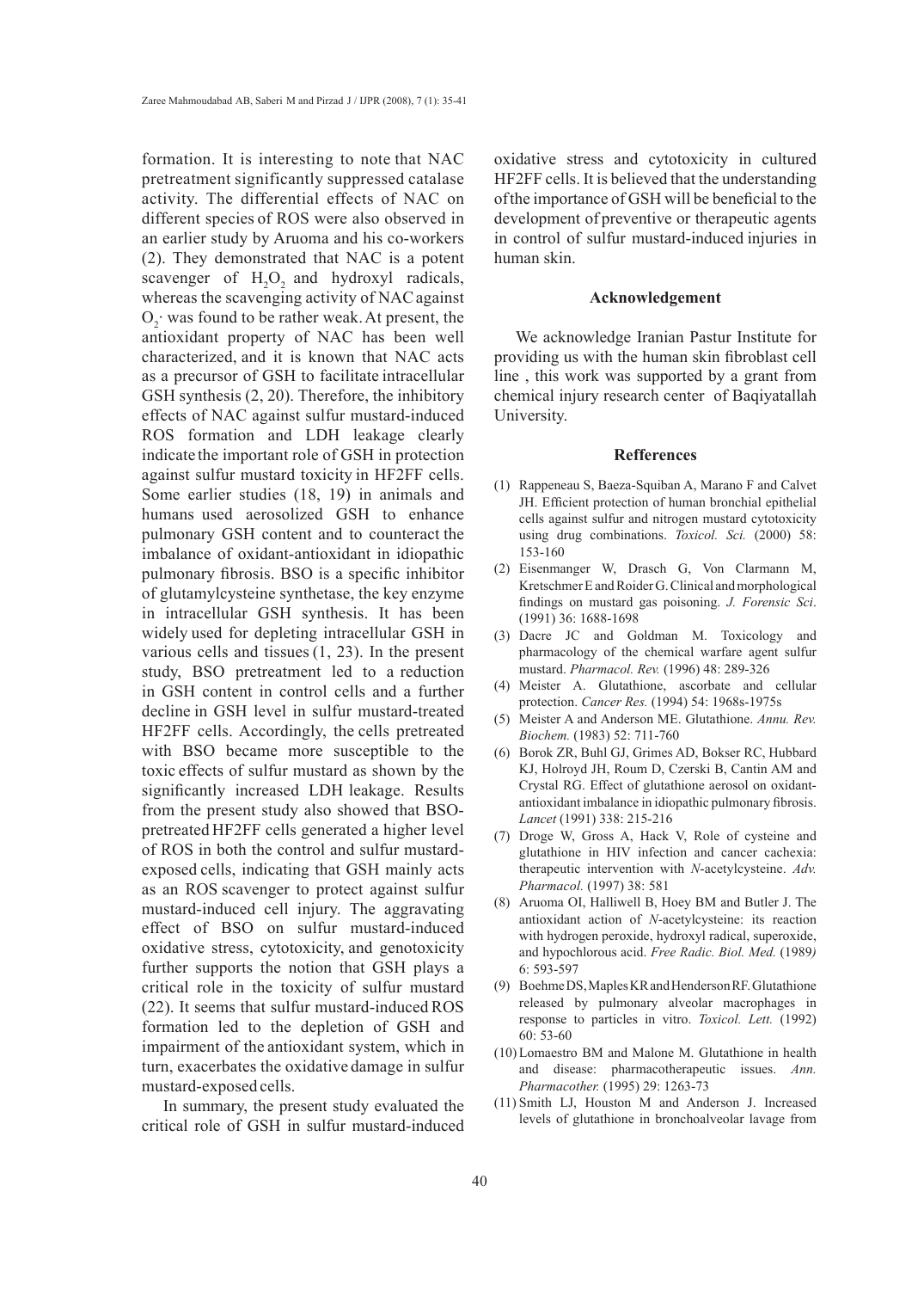formation. It is interesting to note that NAC pretreatment significantly suppressed catalase activity. The differential effects of NAC on different species of ROS were also observed in an earlier study by Aruoma and his co-workers (2). They demonstrated that NAC is a potent scavenger of $H_2O_2$ and hydroxyl radicals, whereas the scavenging activity of NAC against $O_2$· was found to be rather weak. At present, the antioxidant property of NAC has been well characterized, and it is known that NAC acts as a precursor of GSH to facilitate intracellular GSH synthesis (2, 20). Therefore, the inhibitory effects of NAC against sulfur mustard-induced ROS formation and LDH leakage clearly indicate the important role of GSH in protection against sulfur mustard toxicity in HF2FF cells. Some earlier studies (18, 19) in animals and humans used aerosolized GSH to enhance pulmonary GSH content and to counteract the imbalance of oxidant-antioxidant in idiopathic pulmonary fibrosis. BSO is a specific inhibitor of glutamylcysteine synthetase, the key enzyme in intracellular GSH synthesis. It has been widely used for depleting intracellular GSH in various cells and tissues (1, 23). In the present study, BSO pretreatment led to a reduction in GSH content in control cells and a further decline in GSH level in sulfur mustard-treated HF2FF cells. Accordingly, the cells pretreated with BSO became more susceptible to the toxic effects of sulfur mustard as shown by the significantly increased LDH leakage. Results from the present study also showed that BSO-pretreated HF2FF cells generated a higher level of ROS in both the control and sulfur mustard-exposed cells, indicating that GSH mainly acts as an ROS scavenger to protect against sulfur mustard-induced cell injury. The aggravating effect of BSO on sulfur mustard-induced oxidative stress, cytotoxicity, and genotoxicity further supports the notion that GSH plays a critical role in the toxicity of sulfur mustard (22). It seems that sulfur mustard-induced ROS formation led to the depletion of GSH and impairment of the antioxidant system, which in turn, exacerbates the oxidative damage in sulfur mustard-exposed cells.

In summary, the present study evaluated the critical role of GSH in sulfur mustard-induced oxidative stress and cytotoxicity in cultured HF2FF cells. It is believed that the understanding of the importance of GSH will be beneficial to the development of preventive or therapeutic agents in control of sulfur mustard-induced injuries in human skin.

## Acknowledgement

We acknowledge Iranian Pastur Institute for providing us with the human skin fibroblast cell line , this work was supported by a grant from chemical injury research center of Baqiyatallah University.

## Refferences

(1) Rappeneau S, Baeza-Squiban A, Marano F and Calvet JH. Efficient protection of human bronchial epithelial cells against sulfur and nitrogen mustard cytotoxicity using drug combinations. *Toxicol. Sci.* (2000) 58: 153-160

(2) Eisenmanger W, Drasch G, Von Clarmann M, Kretschmer E and Roider G. Clinical and morphological findings on mustard gas poisoning. *J. Forensic Sci*. (1991) 36: 1688-1698

(3) Dacre JC and Goldman M. Toxicology and pharmacology of the chemical warfare agent sulfur mustard. *Pharmacol. Rev.* (1996) 48: 289-326

(4) Meister A. Glutathione, ascorbate and cellular protection. *Cancer Res.* (1994) 54: 1968s-1975s

(5) Meister A and Anderson ME. Glutathione. *Annu. Rev. Biochem.* (1983) 52: 711-760

(6) Borok ZR, Buhl GJ, Grimes AD, Bokser RC, Hubbard KJ, Holroyd JH, Roum D, Czerski B, Cantin AM and Crystal RG. Effect of glutathione aerosol on oxidant-antioxidant imbalance in idiopathic pulmonary fibrosis. *Lancet* (1991) 338: 215-216

(7) Droge W, Gross A, Hack V, Role of cysteine and glutathione in HIV infection and cancer cachexia: therapeutic intervention with *N*-acetylcysteine. *Adv. Pharmacol.* (1997) 38: 581

(8) Aruoma OI, Halliwell B, Hoey BM and Butler J. The antioxidant action of *N*-acetylcysteine: its reaction with hydrogen peroxide, hydroxyl radical, superoxide, and hypochlorous acid. *Free Radic. Biol. Med.* (1989) 6: 593-597

(9) Boehme DS, Maples KR and Henderson RF. Glutathione released by pulmonary alveolar macrophages in response to particles in vitro. *Toxicol. Lett.* (1992) 60: 53-60

(10) Lomaestro BM and Malone M. Glutathione in health and disease: pharmacotherapeutic issues. *Ann. Pharmacother.* (1995) 29: 1263-73

(11) Smith LJ, Houston M and Anderson J. Increased levels of glutathione in bronchoalveolar lavage from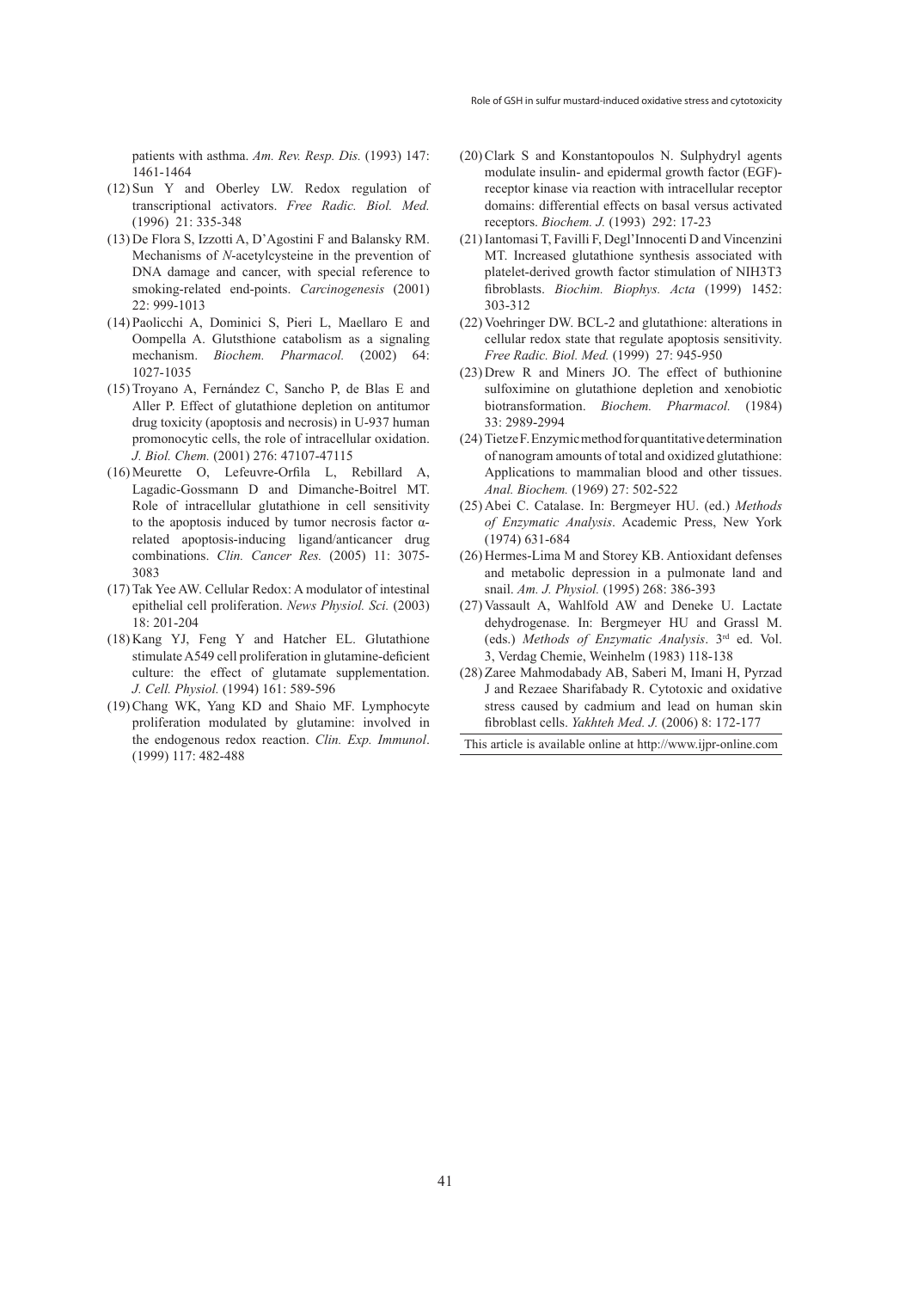patients with asthma. *Am. Rev. Resp. Dis.* (1993) 147: 1461-1464

(12) Sun Y and Oberley LW. Redox regulation of transcriptional activators. *Free Radic. Biol. Med.* (1996) 21: 335-348

(13) De Flora S, Izzotti A, D'Agostini F and Balansky RM. Mechanisms of *N*-acetylcysteine in the prevention of DNA damage and cancer, with special reference to smoking-related end-points. *Carcinogenesis* (2001) 22: 999-1013

(14) Paolicchi A, Dominici S, Pieri L, Maellaro E and Oompella A. Glutsthione catabolism as a signaling mechanism. *Biochem. Pharmacol.* (2002) 64: 1027-1035

(15) Troyano A, Fernández C, Sancho P, de Blas E and Aller P. Effect of glutathione depletion on antitumor drug toxicity (apoptosis and necrosis) in U-937 human promonocytic cells, the role of intracellular oxidation. *J. Biol. Chem.* (2001) 276: 47107-47115

(16) Meurette O, Lefeuvre-Orfila L, Rebillard A, Lagadic-Gossmann D and Dimanche-Boitrel MT. Role of intracellular glutathione in cell sensitivity to the apoptosis induced by tumor necrosis factor α-related apoptosis-inducing ligand/anticancer drug combinations. *Clin. Cancer Res.* (2005) 11: 3075-3083

(17) Tak Yee AW. Cellular Redox: A modulator of intestinal epithelial cell proliferation. *News Physiol. Sci.* (2003) 18: 201-204

(18) Kang YJ, Feng Y and Hatcher EL. Glutathione stimulate A549 cell proliferation in glutamine-deficient culture: the effect of glutamate supplementation. *J. Cell. Physiol.* (1994) 161: 589-596

(19) Chang WK, Yang KD and Shaio MF. Lymphocyte proliferation modulated by glutamine: involved in the endogenous redox reaction. *Clin. Exp. Immunol*. (1999) 117: 482-488

(20) Clark S and Konstantopoulos N. Sulphydryl agents modulate insulin- and epidermal growth factor (EGF)-receptor kinase via reaction with intracellular receptor domains: differential effects on basal versus activated receptors. *Biochem. J.* (1993) 292: 17-23

(21) Iantomasi T, Favilli F, Degl'Innocenti D and Vincenzini MT. Increased glutathione synthesis associated with platelet-derived growth factor stimulation of NIH3T3 fibroblasts. *Biochim. Biophys. Acta* (1999) 1452: 303-312

(22) Voehringer DW. BCL-2 and glutathione: alterations in cellular redox state that regulate apoptosis sensitivity. *Free Radic. Biol. Med.* (1999) 27: 945-950

(23) Drew R and Miners JO. The effect of buthionine sulfoximine on glutathione depletion and xenobiotic biotransformation. *Biochem. Pharmacol.* (1984) 33: 2989-2994

(24) Tietze F. Enzymic method for quantitative determination of nanogram amounts of total and oxidized glutathione: Applications to mammalian blood and other tissues. *Anal. Biochem.* (1969) 27: 502-522

(25) Abei C. Catalase. In: Bergmeyer HU. (ed.) *Methods of Enzymatic Analysis*. Academic Press, New York (1974) 631-684

(26) Hermes-Lima M and Storey KB. Antioxidant defenses and metabolic depression in a pulmonate land and snail. *Am. J. Physiol.* (1995) 268: 386-393

(27) Vassault A, Wahlfold AW and Deneke U. Lactate dehydrogenase. In: Bergmeyer HU and Grassl M. (eds.) *Methods of Enzymatic Analysis*. 3rd ed. Vol. 3, Verdag Chemie, Weinhelm (1983) 118-138

(28) Zaree Mahmodabady AB, Saberi M, Imani H, Pyrzad J and Rezaee Sharifabady R. Cytotoxic and oxidative stress caused by cadmium and lead on human skin fibroblast cells. *Yakhteh Med. J.* (2006) 8: 172-177

This article is available online at http://www.ijpr-online.com